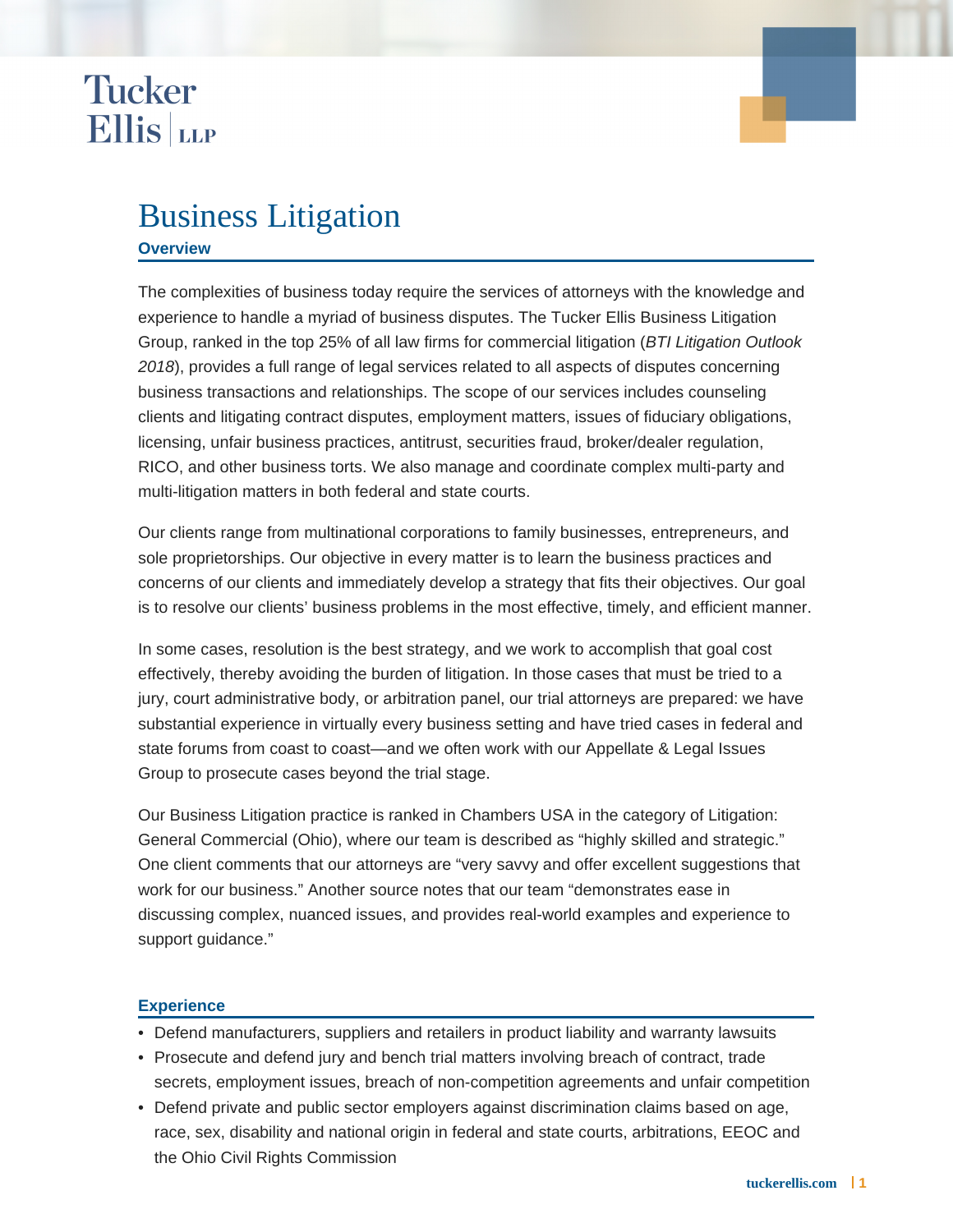Tucker Ellis LLP

# Business Litigation

## Overview

The complexities of business today require the services of attorneys with the knowledge and experience to handle a myriad of business disputes. The Tucker Ellis Business Litigation Group, ranked in the top 25% of all law firms for commercial litigation (*BTI Litigation Outlook 2018*), provides a full range of legal services related to all aspects of disputes concerning business transactions and relationships. The scope of our services includes counseling clients and litigating contract disputes, employment matters, issues of fiduciary obligations, licensing, unfair business practices, antitrust, securities fraud, broker/dealer regulation, RICO, and other business torts. We also manage and coordinate complex multi-party and multi-litigation matters in both federal and state courts.

Our clients range from multinational corporations to family businesses, entrepreneurs, and sole proprietorships. Our objective in every matter is to learn the business practices and concerns of our clients and immediately develop a strategy that fits their objectives. Our goal is to resolve our clients' business problems in the most effective, timely, and efficient manner.

In some cases, resolution is the best strategy, and we work to accomplish that goal cost effectively, thereby avoiding the burden of litigation. In those cases that must be tried to a jury, court administrative body, or arbitration panel, our trial attorneys are prepared: we have substantial experience in virtually every business setting and have tried cases in federal and state forums from coast to coast—and we often work with our Appellate & Legal Issues Group to prosecute cases beyond the trial stage.

Our Business Litigation practice is ranked in Chambers USA in the category of Litigation: General Commercial (Ohio), where our team is described as "highly skilled and strategic." One client comments that our attorneys are "very savvy and offer excellent suggestions that work for our business." Another source notes that our team "demonstrates ease in discussing complex, nuanced issues, and provides real-world examples and experience to support guidance."

## Experience

- Defend manufacturers, suppliers and retailers in product liability and warranty lawsuits
- Prosecute and defend jury and bench trial matters involving breach of contract, trade secrets, employment issues, breach of non-competition agreements and unfair competition
- Defend private and public sector employers against discrimination claims based on age, race, sex, disability and national origin in federal and state courts, arbitrations, EEOC and the Ohio Civil Rights Commission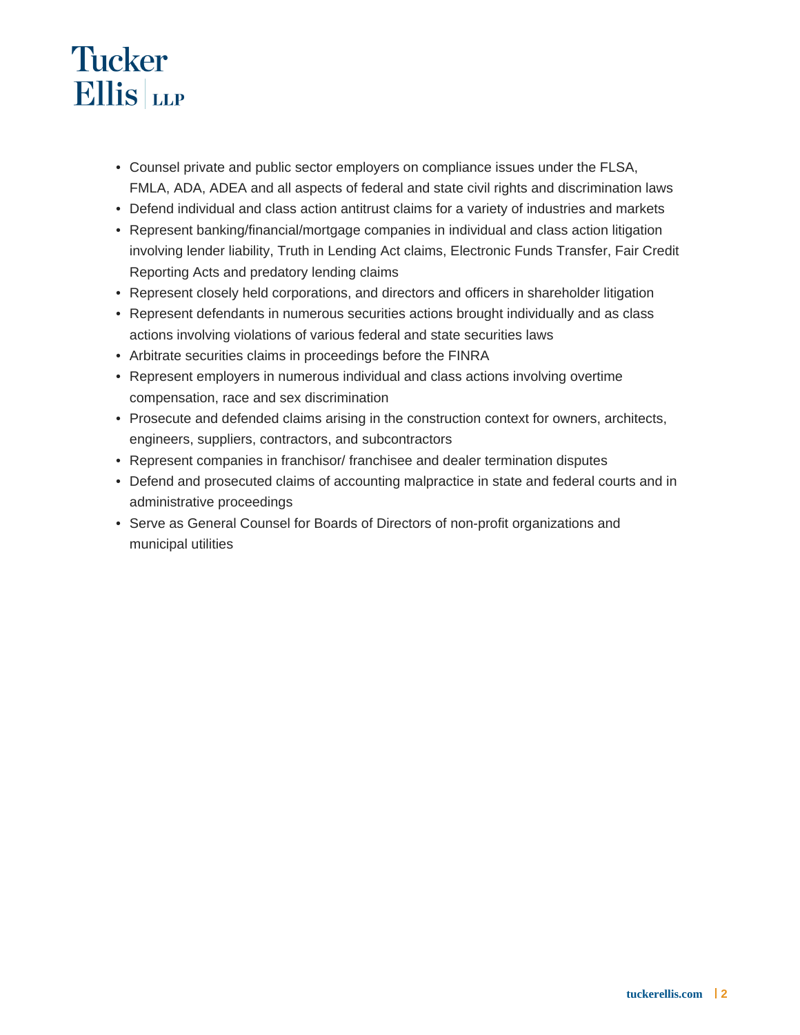- Counsel private and public sector employers on compliance issues under the FLSA, FMLA, ADA, ADEA and all aspects of federal and state civil rights and discrimination laws
- Defend individual and class action antitrust claims for a variety of industries and markets
- Represent banking/financial/mortgage companies in individual and class action litigation involving lender liability, Truth in Lending Act claims, Electronic Funds Transfer, Fair Credit Reporting Acts and predatory lending claims
- Represent closely held corporations, and directors and officers in shareholder litigation
- Represent defendants in numerous securities actions brought individually and as class actions involving violations of various federal and state securities laws
- Arbitrate securities claims in proceedings before the FINRA
- Represent employers in numerous individual and class actions involving overtime compensation, race and sex discrimination
- Prosecute and defended claims arising in the construction context for owners, architects, engineers, suppliers, contractors, and subcontractors
- Represent companies in franchisor/ franchisee and dealer termination disputes
- Defend and prosecuted claims of accounting malpractice in state and federal courts and in administrative proceedings
- Serve as General Counsel for Boards of Directors of non-profit organizations and municipal utilities